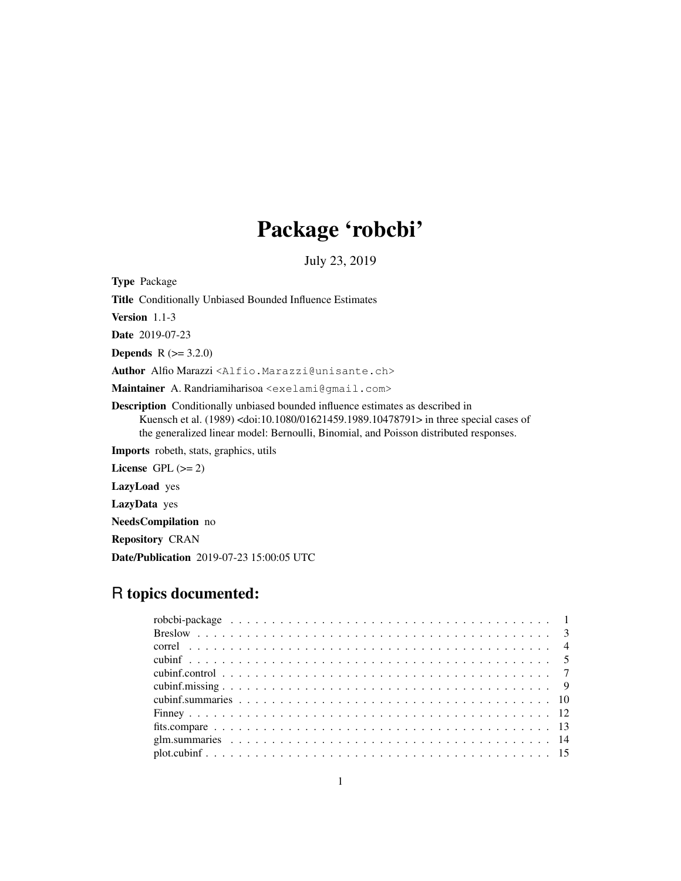# Package 'robcbi'

July 23, 2019

**Type** Package

**Title** Conditionally Unbiased Bounded Influence Estimates

**Version** 1.1-3

**Date** 2019-07-23

**Depends** R (>= 3.2.0)

**Author** Alfio Marazzi <Alfio.Marazzi@unisante.ch>

**Maintainer** A. Randriamiharisoa <exelami@gmail.com>

**Description** Conditionally unbiased bounded influence estimates as described in Kuensch et al. (1989) <doi:10.1080/01621459.1989.10478791> in three special cases of the generalized linear model: Bernoulli, Binomial, and Poisson distributed responses.

**Imports** robeth, stats, graphics, utils

**License** GPL (>= 2)

**LazyLoad** yes

**LazyData** yes

**NeedsCompilation** no

**Repository** CRAN

**Date/Publication** 2019-07-23 15:00:05 UTC

## R topics documented:

| | |
|---|---|
| robcbi-package | 1 |
| Breslow | 3 |
| correl | 4 |
| cubinf | 5 |
| cubinf.control | 7 |
| cubinf.missing | 9 |
| cubinf.summaries | 10 |
| Finney | 12 |
| fits.compare | 13 |
| glm.summaries | 14 |
| plot.cubinf | 15 |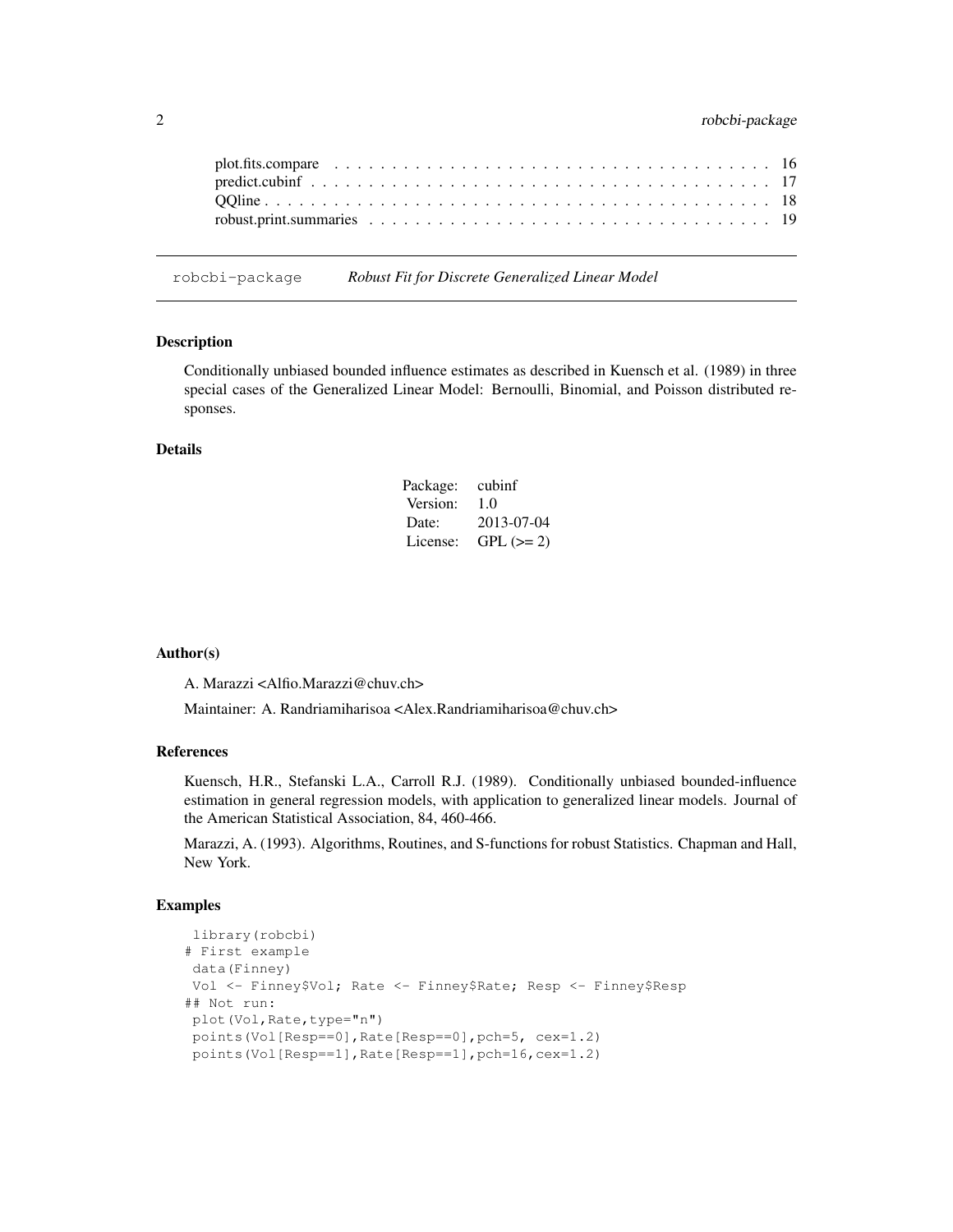| | |
|---|---|
| plot.fits.compare | 16 |
| predict.cubinf | 17 |
| QQline | 18 |
| robust.print.summaries | 19 |

---

# robcbi-package &emsp; *Robust Fit for Discrete Generalized Linear Model*

## Description

Conditionally unbiased bounded influence estimates as described in Kuensch et al. (1989) in three special cases of the Generalized Linear Model: Bernoulli, Binomial, and Poisson distributed responses.

## Details

| | |
|---|---|
| Package: | cubinf |
| Version: | 1.0 |
| Date: | 2013-07-04 |
| License: | GPL (>= 2) |

## Author(s)

A. Marazzi <Alfio.Marazzi@chuv.ch>

Maintainer: A. Randriamiharisoa <Alex.Randriamiharisoa@chuv.ch>

## References

Kuensch, H.R., Stefanski L.A., Carroll R.J. (1989). Conditionally unbiased bounded-influence estimation in general regression models, with application to generalized linear models. Journal of the American Statistical Association, 84, 460-466.

Marazzi, A. (1993). Algorithms, Routines, and S-functions for robust Statistics. Chapman and Hall, New York.

## Examples

```
 library(robcbi)
# First example
 data(Finney)
 Vol <- Finney$Vol; Rate <- Finney$Rate; Resp <- Finney$Resp
## Not run:
 plot(Vol,Rate,type="n")
 points(Vol[Resp==0],Rate[Resp==0],pch=5, cex=1.2)
 points(Vol[Resp==1],Rate[Resp==1],pch=16,cex=1.2)
```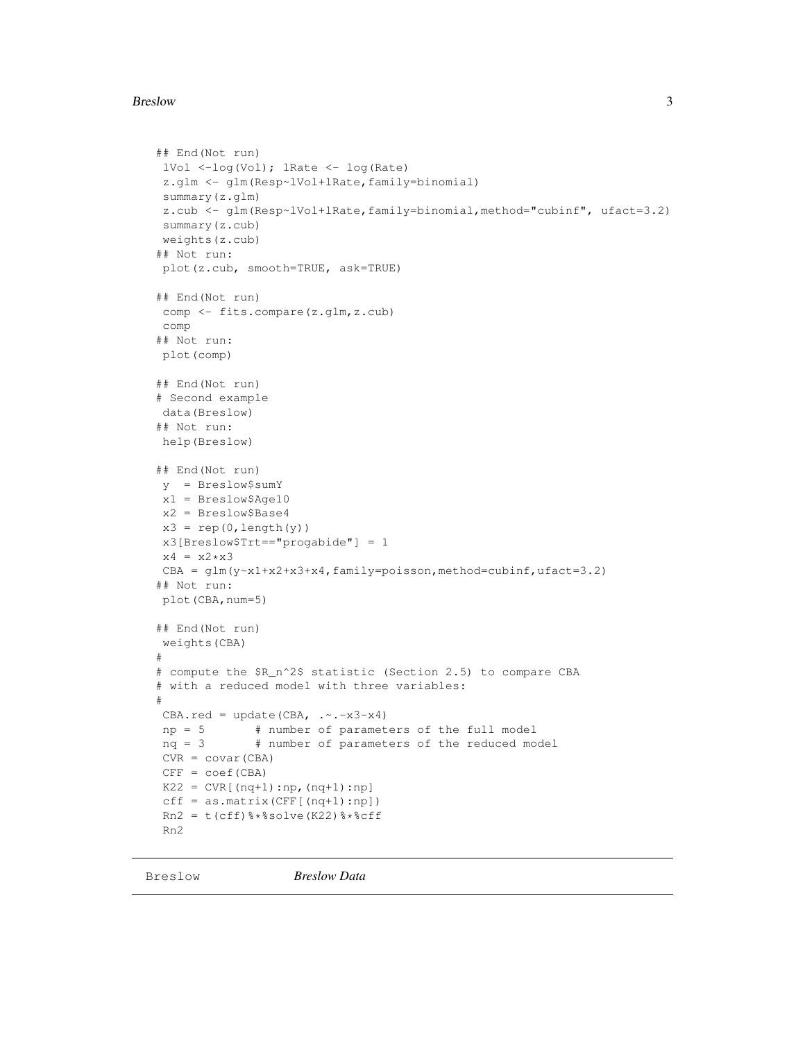```
## End(Not run)
 lVol <-log(Vol); lRate <- log(Rate)
 z.glm <- glm(Resp~lVol+lRate,family=binomial)
 summary(z.glm)
 z.cub <- glm(Resp~lVol+lRate,family=binomial,method="cubinf", ufact=3.2)
 summary(z.cub)
 weights(z.cub)
## Not run:
 plot(z.cub, smooth=TRUE, ask=TRUE)

## End(Not run)
 comp <- fits.compare(z.glm,z.cub)
 comp
## Not run:
 plot(comp)

## End(Not run)
# Second example
 data(Breslow)
## Not run:
 help(Breslow)

## End(Not run)
 y  = Breslow$sumY
 x1 = Breslow$Age10
 x2 = Breslow$Base4
 x3 = rep(0,length(y))
 x3[Breslow$Trt=="progabide"] = 1
 x4 = x2*x3
 CBA = glm(y~x1+x2+x3+x4,family=poisson,method=cubinf,ufact=3.2)
## Not run:
 plot(CBA,num=5)

## End(Not run)
 weights(CBA)
#
# compute the $R_n^2$ statistic (Section 2.5) to compare CBA
# with a reduced model with three variables:
#
 CBA.red = update(CBA, .~.-x3-x4)
 np = 5        # number of parameters of the full model
 nq = 3        # number of parameters of the reduced model
 CVR = covar(CBA)
 CFF = coef(CBA)
 K22 = CVR[(nq+1):np,(nq+1):np]
 cff = as.matrix(CFF[(nq+1):np])
 Rn2 = t(cff)%*%solve(K22)%*%cff
 Rn2
```

---

Breslow    *Breslow Data*

---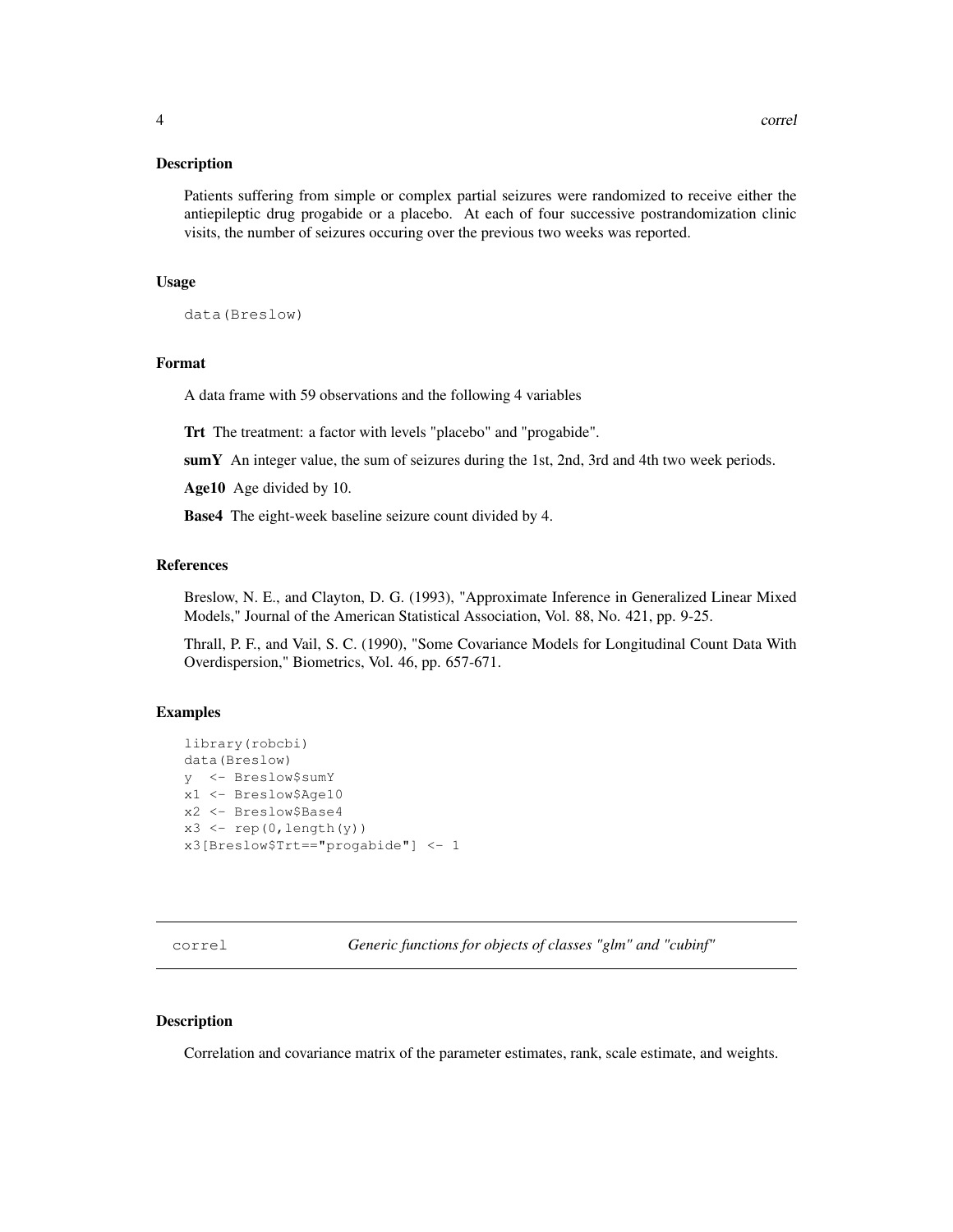### Description

Patients suffering from simple or complex partial seizures were randomized to receive either the antiepileptic drug progabide or a placebo. At each of four successive postrandomization clinic visits, the number of seizures occuring over the previous two weeks was reported.

### Usage

```
data(Breslow)
```

### Format

A data frame with 59 observations and the following 4 variables

**Trt** The treatment: a factor with levels "placebo" and "progabide".

**sumY** An integer value, the sum of seizures during the 1st, 2nd, 3rd and 4th two week periods.

**Age10** Age divided by 10.

**Base4** The eight-week baseline seizure count divided by 4.

### References

Breslow, N. E., and Clayton, D. G. (1993), "Approximate Inference in Generalized Linear Mixed Models," Journal of the American Statistical Association, Vol. 88, No. 421, pp. 9-25.

Thrall, P. F., and Vail, S. C. (1990), "Some Covariance Models for Longitudinal Count Data With Overdispersion," Biometrics, Vol. 46, pp. 657-671.

### Examples

```
library(robcbi)
data(Breslow)
y  <- Breslow$sumY
x1 <- Breslow$Age10
x2 <- Breslow$Base4
x3 <- rep(0,length(y))
x3[Breslow$Trt=="progabide"] <- 1
```

---

## correl — *Generic functions for objects of classes "glm" and "cubinf"*

---

### Description

Correlation and covariance matrix of the parameter estimates, rank, scale estimate, and weights.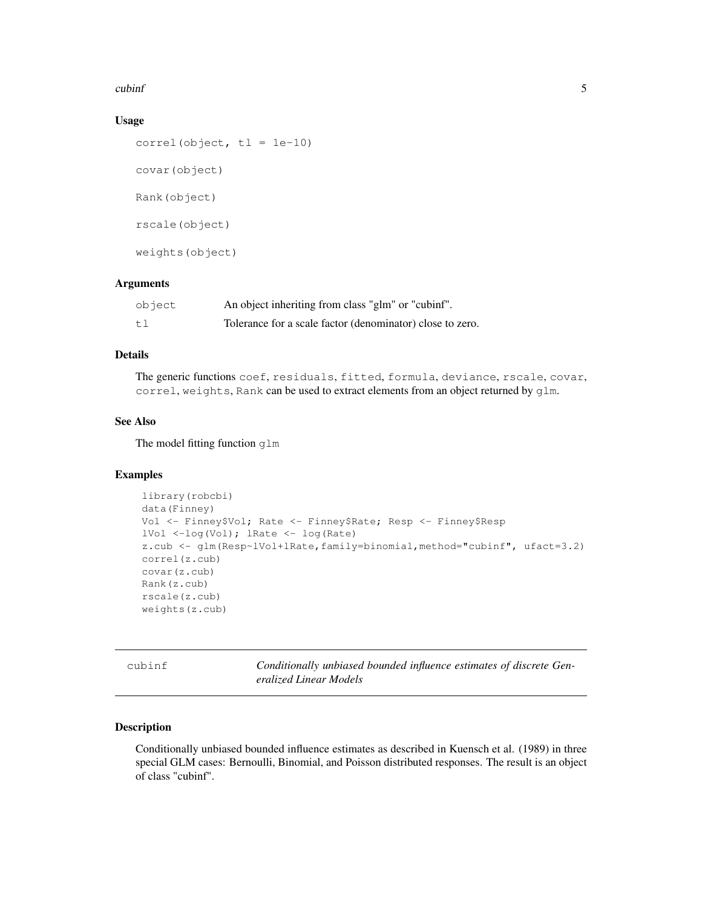### Usage

```
correl(object, tl = 1e-10)

covar(object)

Rank(object)

rscale(object)

weights(object)
```

### Arguments

| | |
|---|---|
| `object` | An object inheriting from class "glm" or "cubinf". |
| `tl` | Tolerance for a scale factor (denominator) close to zero. |

### Details

The generic functions `coef`, `residuals`, `fitted`, `formula`, `deviance`, `rscale`, `covar`, `correl`, `weights`, `Rank` can be used to extract elements from an object returned by `glm`.

### See Also

The model fitting function `glm`

### Examples

```
library(robcbi)
data(Finney)
Vol <- Finney$Vol; Rate <- Finney$Rate; Resp <- Finney$Resp
lVol <-log(Vol); lRate <- log(Rate)
z.cub <- glm(Resp~lVol+lRate,family=binomial,method="cubinf", ufact=3.2)
correl(z.cub)
covar(z.cub)
Rank(z.cub)
rscale(z.cub)
weights(z.cub)
```

---

## cubinf — *Conditionally unbiased bounded influence estimates of discrete Generalized Linear Models*

---

### Description

Conditionally unbiased bounded influence estimates as described in Kuensch et al. (1989) in three special GLM cases: Bernoulli, Binomial, and Poisson distributed responses. The result is an object of class "cubinf".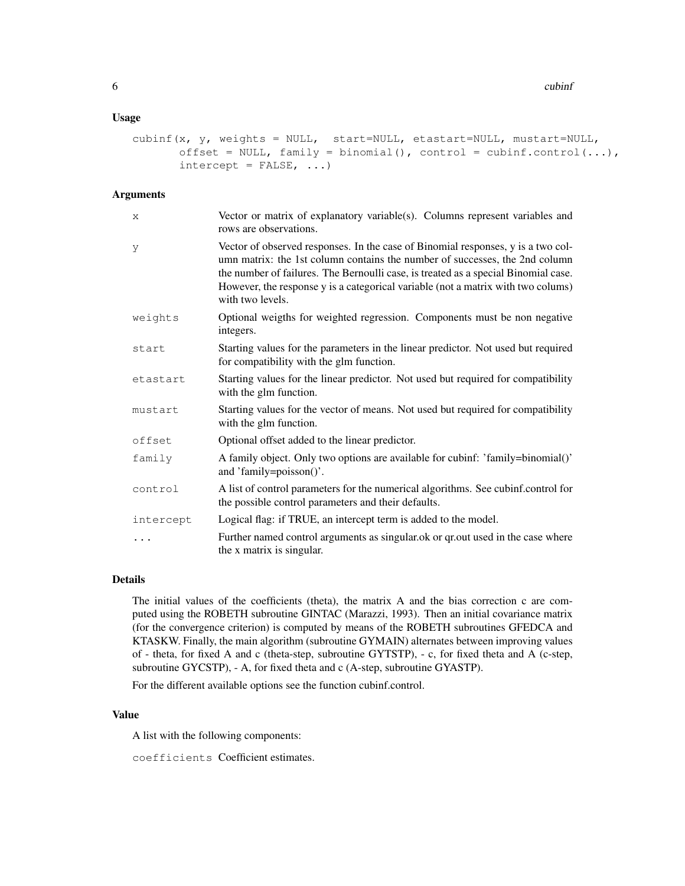### Usage

```
cubinf(x, y, weights = NULL,  start=NULL, etastart=NULL, mustart=NULL,
       offset = NULL, family = binomial(), control = cubinf.control(...),
       intercept = FALSE, ...)
```

### Arguments

| | |
|---|---|
| `x` | Vector or matrix of explanatory variable(s). Columns represent variables and rows are observations. |
| `y` | Vector of observed responses. In the case of Binomial responses, y is a two column matrix: the 1st column contains the number of successes, the 2nd column the number of failures. The Bernoulli case, is treated as a special Binomial case. However, the response y is a categorical variable (not a matrix with two colums) with two levels. |
| `weights` | Optional weigths for weighted regression. Components must be non negative integers. |
| `start` | Starting values for the parameters in the linear predictor. Not used but required for compatibility with the glm function. |
| `etastart` | Starting values for the linear predictor. Not used but required for compatibility with the glm function. |
| `mustart` | Starting values for the vector of means. Not used but required for compatibility with the glm function. |
| `offset` | Optional offset added to the linear predictor. |
| `family` | A family object. Only two options are available for cubinf: 'family=binomial()' and 'family=poisson()'. |
| `control` | A list of control parameters for the numerical algorithms. See cubinf.control for the possible control parameters and their defaults. |
| `intercept` | Logical flag: if TRUE, an intercept term is added to the model. |
| `...` | Further named control arguments as singular.ok or qr.out used in the case where the x matrix is singular. |

### Details

The initial values of the coefficients (theta), the matrix A and the bias correction c are computed using the ROBETH subroutine GINTAC (Marazzi, 1993). Then an initial covariance matrix (for the convergence criterion) is computed by means of the ROBETH subroutines GFEDCA and KTASKW. Finally, the main algorithm (subroutine GYMAIN) alternates between improving values of - theta, for fixed A and c (theta-step, subroutine GYTSTP), - c, for fixed theta and A (c-step, subroutine GYCSTP), - A, for fixed theta and c (A-step, subroutine GYASTP).

For the different available options see the function cubinf.control.

### Value

A list with the following components:

`coefficients` Coefficient estimates.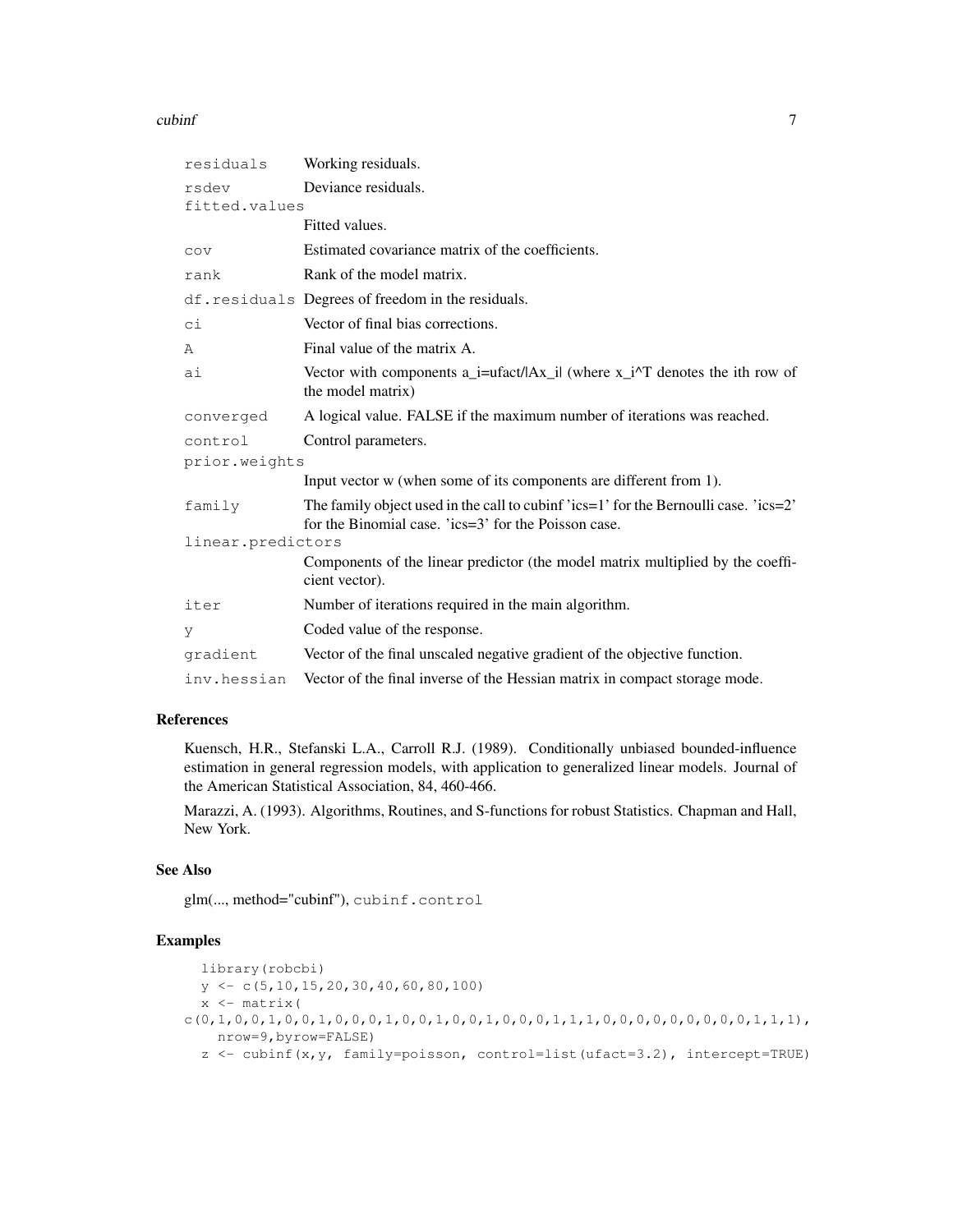| | |
|---|---|
| `residuals` | Working residuals. |
| `rsdev` | Deviance residuals. |
| `fitted.values` | Fitted values. |
| `cov` | Estimated covariance matrix of the coefficients. |
| `rank` | Rank of the model matrix. |
| `df.residuals` | Degrees of freedom in the residuals. |
| `ci` | Vector of final bias corrections. |
| `A` | Final value of the matrix A. |
| `ai` | Vector with components a_i=ufact/\|Ax_i\| (where x_i^T denotes the ith row of the model matrix) |
| `converged` | A logical value. FALSE if the maximum number of iterations was reached. |
| `control` | Control parameters. |
| `prior.weights` | Input vector w (when some of its components are different from 1). |
| `family` | The family object used in the call to cubinf 'ics=1' for the Bernoulli case. 'ics=2' for the Binomial case. 'ics=3' for the Poisson case. |
| `linear.predictors` | Components of the linear predictor (the model matrix multiplied by the coefficient vector). |
| `iter` | Number of iterations required in the main algorithm. |
| `y` | Coded value of the response. |
| `gradient` | Vector of the final unscaled negative gradient of the objective function. |
| `inv.hessian` | Vector of the final inverse of the Hessian matrix in compact storage mode. |

## References

Kuensch, H.R., Stefanski L.A., Carroll R.J. (1989). Conditionally unbiased bounded-influence estimation in general regression models, with application to generalized linear models. Journal of the American Statistical Association, 84, 460-466.

Marazzi, A. (1993). Algorithms, Routines, and S-functions for robust Statistics. Chapman and Hall, New York.

## See Also

glm(..., method="cubinf"), `cubinf.control`

## Examples

```
  library(robcbi)
  y <- c(5,10,15,20,30,40,60,80,100)
  x <- matrix(
c(0,1,0,0,1,0,0,1,0,0,0,1,0,0,1,0,0,1,0,0,0,1,1,1,0,0,0,0,0,0,0,0,0,1,1,1),
    nrow=9,byrow=FALSE)
  z <- cubinf(x,y, family=poisson, control=list(ufact=3.2), intercept=TRUE)
```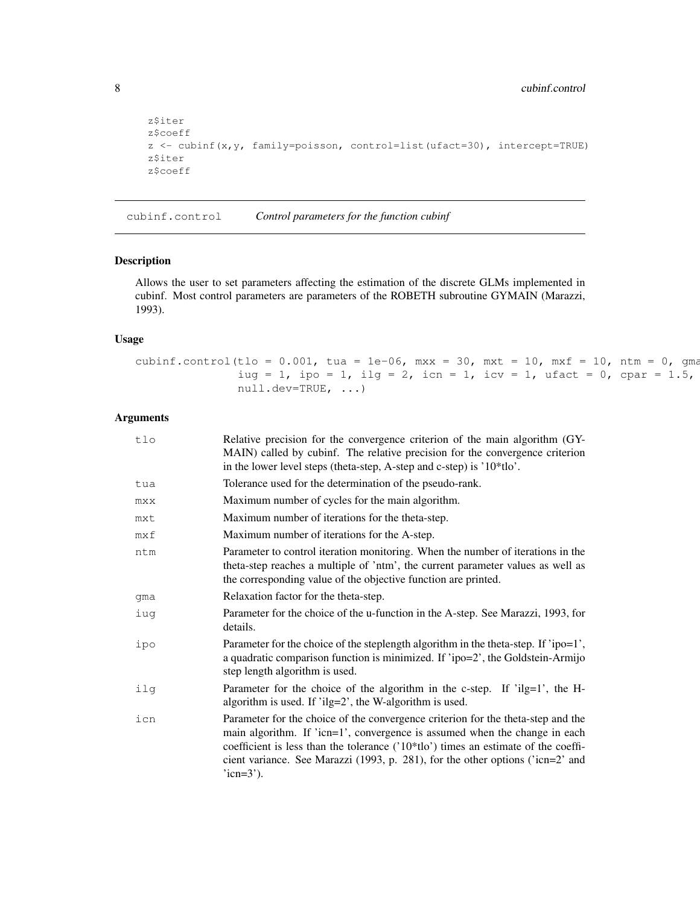```
z$iter
z$coeff
z <- cubinf(x,y, family=poisson, control=list(ufact=30), intercept=TRUE)
z$iter
z$coeff
```

## cubinf.control    *Control parameters for the function cubinf*

### Description

Allows the user to set parameters affecting the estimation of the discrete GLMs implemented in cubinf. Most control parameters are parameters of the ROBETH subroutine GYMAIN (Marazzi, 1993).

### Usage

```
cubinf.control(tlo = 0.001, tua = 1e-06, mxx = 30, mxt = 10, mxf = 10, ntm = 0, gma
               iug = 1, ipo = 1, ilg = 2, icn = 1, icv = 1, ufact = 0, cpar = 1.5,
               null.dev=TRUE, ...)
```

### Arguments

| | |
|---|---|
| tlo | Relative precision for the convergence criterion of the main algorithm (GYMAIN) called by cubinf. The relative precision for the convergence criterion in the lower level steps (theta-step, A-step and c-step) is '10*tlo'. |
| tua | Tolerance used for the determination of the pseudo-rank. |
| mxx | Maximum number of cycles for the main algorithm. |
| mxt | Maximum number of iterations for the theta-step. |
| mxf | Maximum number of iterations for the A-step. |
| ntm | Parameter to control iteration monitoring. When the number of iterations in the theta-step reaches a multiple of 'ntm', the current parameter values as well as the corresponding value of the objective function are printed. |
| gma | Relaxation factor for the theta-step. |
| iug | Parameter for the choice of the u-function in the A-step. See Marazzi, 1993, for details. |
| ipo | Parameter for the choice of the steplength algorithm in the theta-step. If 'ipo=1', a quadratic comparison function is minimized. If 'ipo=2', the Goldstein-Armijo step length algorithm is used. |
| ilg | Parameter for the choice of the algorithm in the c-step. If 'ilg=1', the H-algorithm is used. If 'ilg=2', the W-algorithm is used. |
| icn | Parameter for the choice of the convergence criterion for the theta-step and the main algorithm. If 'icn=1', convergence is assumed when the change in each coefficient is less than the tolerance ('10*tlo') times an estimate of the coefficient variance. See Marazzi (1993, p. 281), for the other options ('icn=2' and 'icn=3'). |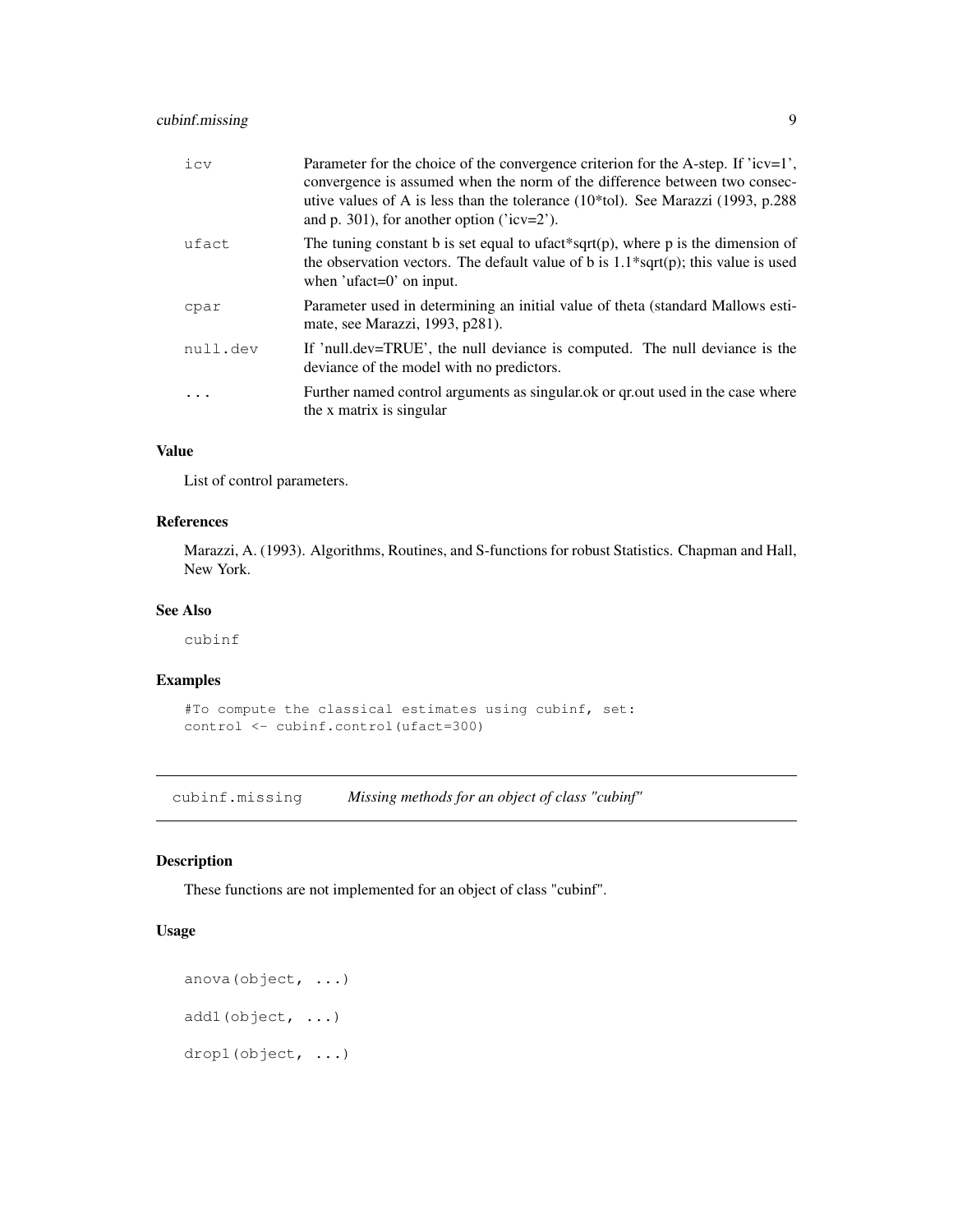| | |
|---|---|
| `icv` | Parameter for the choice of the convergence criterion for the A-step. If 'icv=1', convergence is assumed when the norm of the difference between two consecutive values of A is less than the tolerance (10*tol). See Marazzi (1993, p.288 and p. 301), for another option ('icv=2'). |
| `ufact` | The tuning constant b is set equal to ufact*sqrt(p), where p is the dimension of the observation vectors. The default value of b is 1.1*sqrt(p); this value is used when 'ufact=0' on input. |
| `cpar` | Parameter used in determining an initial value of theta (standard Mallows estimate, see Marazzi, 1993, p281). |
| `null.dev` | If 'null.dev=TRUE', the null deviance is computed. The null deviance is the deviance of the model with no predictors. |
| `...` | Further named control arguments as singular.ok or qr.out used in the case where the x matrix is singular |

### Value

List of control parameters.

### References

Marazzi, A. (1993). Algorithms, Routines, and S-functions for robust Statistics. Chapman and Hall, New York.

### See Also

`cubinf`

### Examples

```
#To compute the classical estimates using cubinf, set:
control <- cubinf.control(ufact=300)
```

---

## `cubinf.missing` *Missing methods for an object of class "cubinf"*

### Description

These functions are not implemented for an object of class "cubinf".

### Usage

```
anova(object, ...)

add1(object, ...)

drop1(object, ...)
```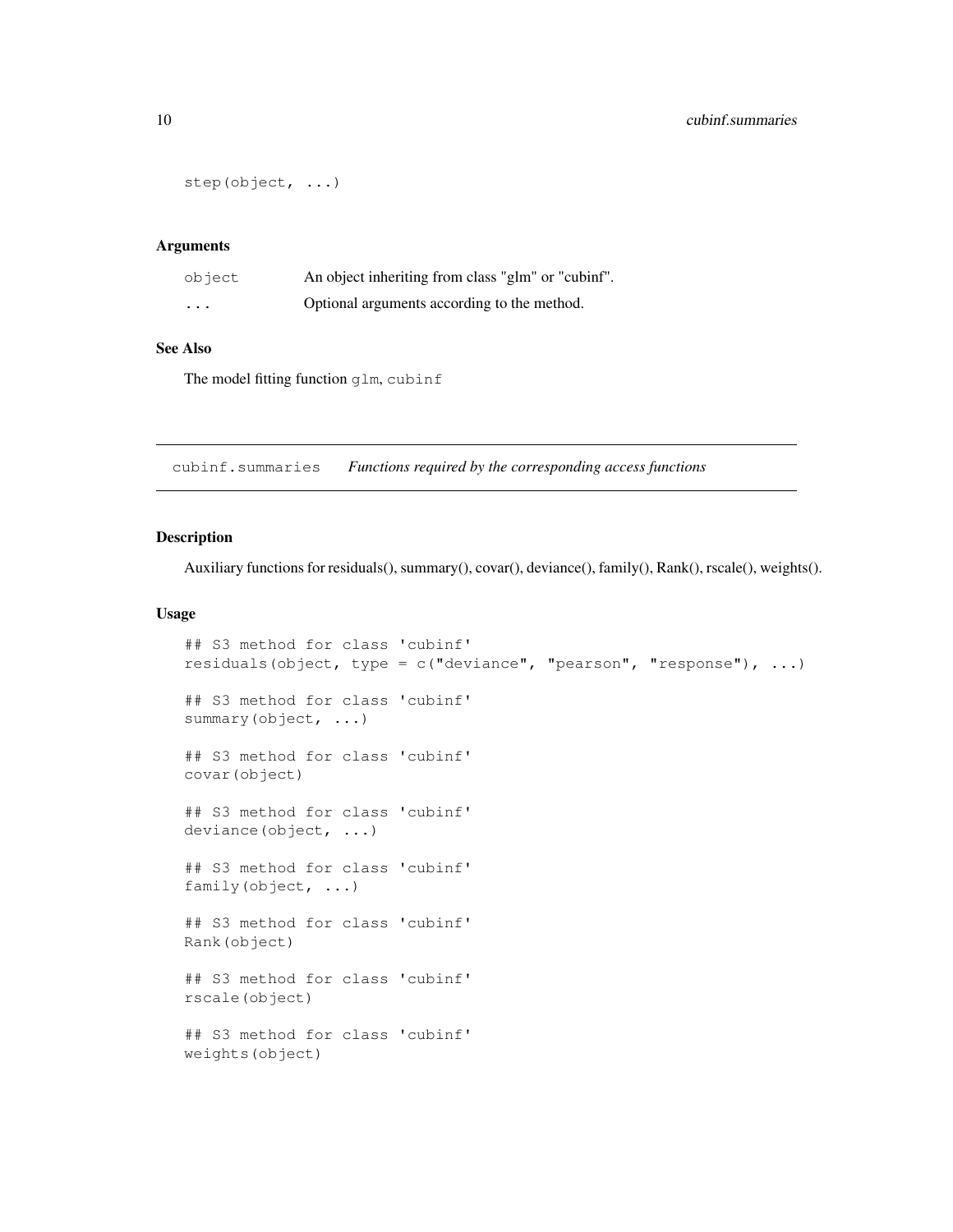```
step(object, ...)
```

### Arguments

| | |
|---|---|
| `object` | An object inheriting from class "glm" or "cubinf". |
| `...` | Optional arguments according to the method. |

### See Also

The model fitting function `glm`, `cubinf`

---

## `cubinf.summaries` *Functions required by the corresponding access functions*

---

### Description

Auxiliary functions for residuals(), summary(), covar(), deviance(), family(), Rank(), rscale(), weights().

### Usage

```
## S3 method for class 'cubinf'
residuals(object, type = c("deviance", "pearson", "response"), ...)

## S3 method for class 'cubinf'
summary(object, ...)

## S3 method for class 'cubinf'
covar(object)

## S3 method for class 'cubinf'
deviance(object, ...)

## S3 method for class 'cubinf'
family(object, ...)

## S3 method for class 'cubinf'
Rank(object)

## S3 method for class 'cubinf'
rscale(object)

## S3 method for class 'cubinf'
weights(object)
```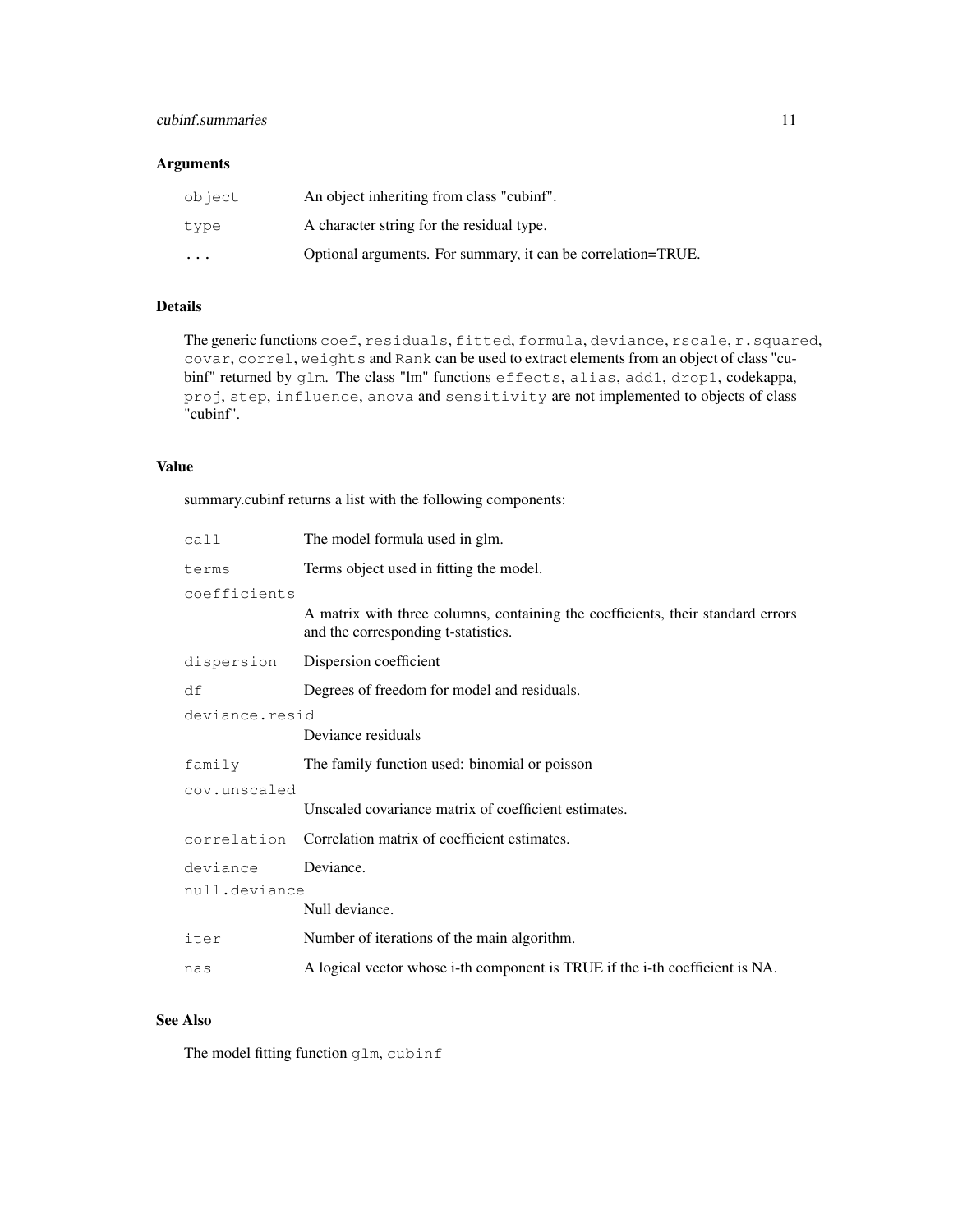## Arguments

| | |
|---|---|
| `object` | An object inheriting from class "cubinf". |
| `type` | A character string for the residual type. |
| `...` | Optional arguments. For summary, it can be correlation=TRUE. |

## Details

The generic functions `coef`, `residuals`, `fitted`, `formula`, `deviance`, `rscale`, `r.squared`, `covar`, `correl`, `weights` and `Rank` can be used to extract elements from an object of class "cubinf" returned by `glm`. The class "lm" functions `effects`, `alias`, `add1`, `drop1`, codekappa, `proj`, `step`, `influence`, `anova` and `sensitivity` are not implemented to objects of class "cubinf".

## Value

summary.cubinf returns a list with the following components:

| | |
|---|---|
| `call` | The model formula used in glm. |
| `terms` | Terms object used in fitting the model. |
| `coefficients` | A matrix with three columns, containing the coefficients, their standard errors and the corresponding t-statistics. |
| `dispersion` | Dispersion coefficient |
| `df` | Degrees of freedom for model and residuals. |
| `deviance.resid` | Deviance residuals |
| `family` | The family function used: binomial or poisson |
| `cov.unscaled` | Unscaled covariance matrix of coefficient estimates. |
| `correlation` | Correlation matrix of coefficient estimates. |
| `deviance` | Deviance. |
| `null.deviance` | Null deviance. |
| `iter` | Number of iterations of the main algorithm. |
| `nas` | A logical vector whose i-th component is TRUE if the i-th coefficient is NA. |

## See Also

The model fitting function `glm`, `cubinf`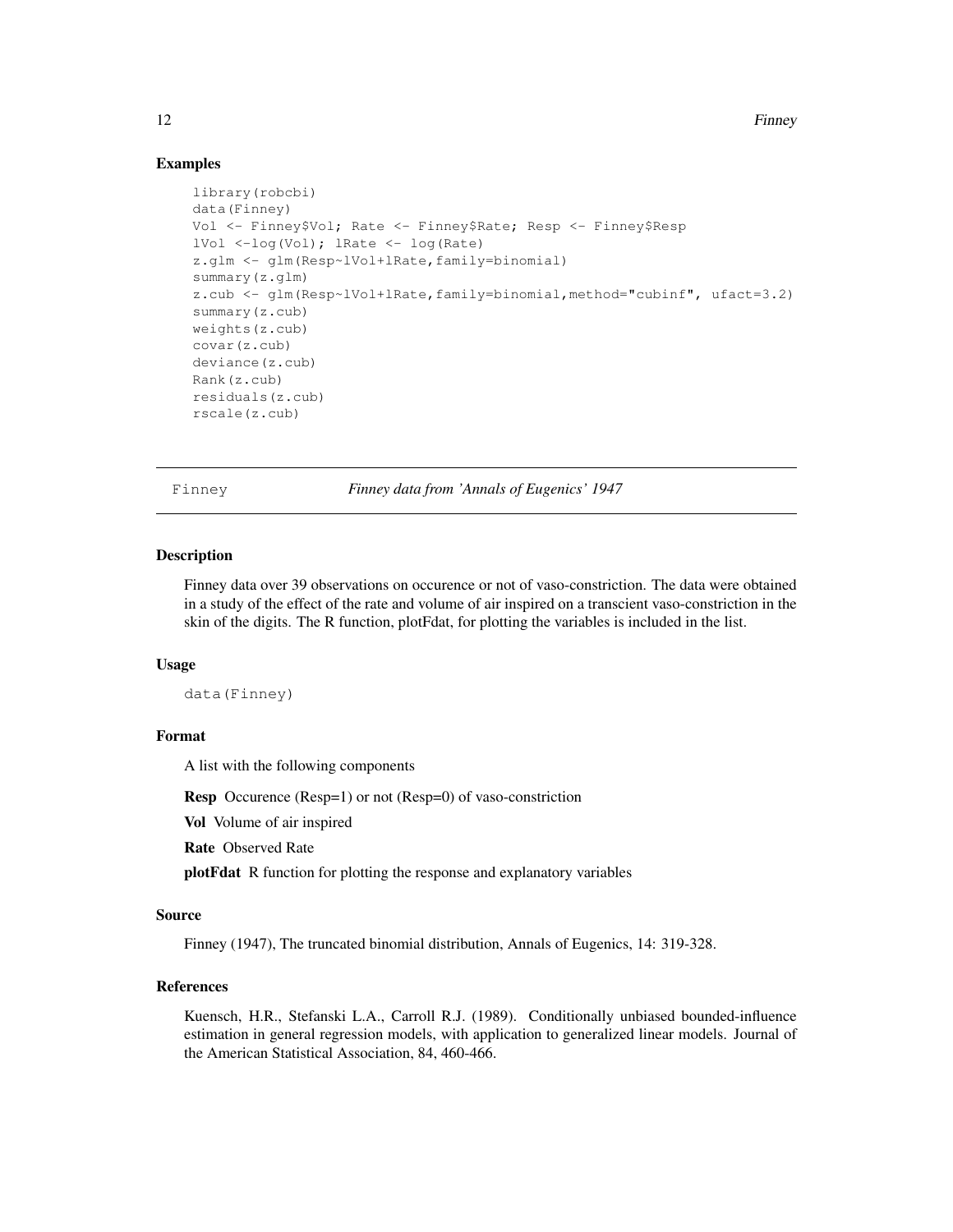### Examples

```
library(robcbi)
data(Finney)
Vol <- Finney$Vol; Rate <- Finney$Rate; Resp <- Finney$Resp
lVol <-log(Vol); lRate <- log(Rate)
z.glm <- glm(Resp~lVol+lRate,family=binomial)
summary(z.glm)
z.cub <- glm(Resp~lVol+lRate,family=binomial,method="cubinf", ufact=3.2)
summary(z.cub)
weights(z.cub)
covar(z.cub)
deviance(z.cub)
Rank(z.cub)
residuals(z.cub)
rscale(z.cub)
```

---

## Finney — *Finney data from 'Annals of Eugenics' 1947*

---

### Description

Finney data over 39 observations on occurence or not of vaso-constriction. The data were obtained in a study of the effect of the rate and volume of air inspired on a transcient vaso-constriction in the skin of the digits. The R function, plotFdat, for plotting the variables is included in the list.

### Usage

```
data(Finney)
```

### Format

A list with the following components

**Resp** Occurence (Resp=1) or not (Resp=0) of vaso-constriction

**Vol** Volume of air inspired

**Rate** Observed Rate

**plotFdat** R function for plotting the response and explanatory variables

### Source

Finney (1947), The truncated binomial distribution, Annals of Eugenics, 14: 319-328.

### References

Kuensch, H.R., Stefanski L.A., Carroll R.J. (1989). Conditionally unbiased bounded-influence estimation in general regression models, with application to generalized linear models. Journal of the American Statistical Association, 84, 460-466.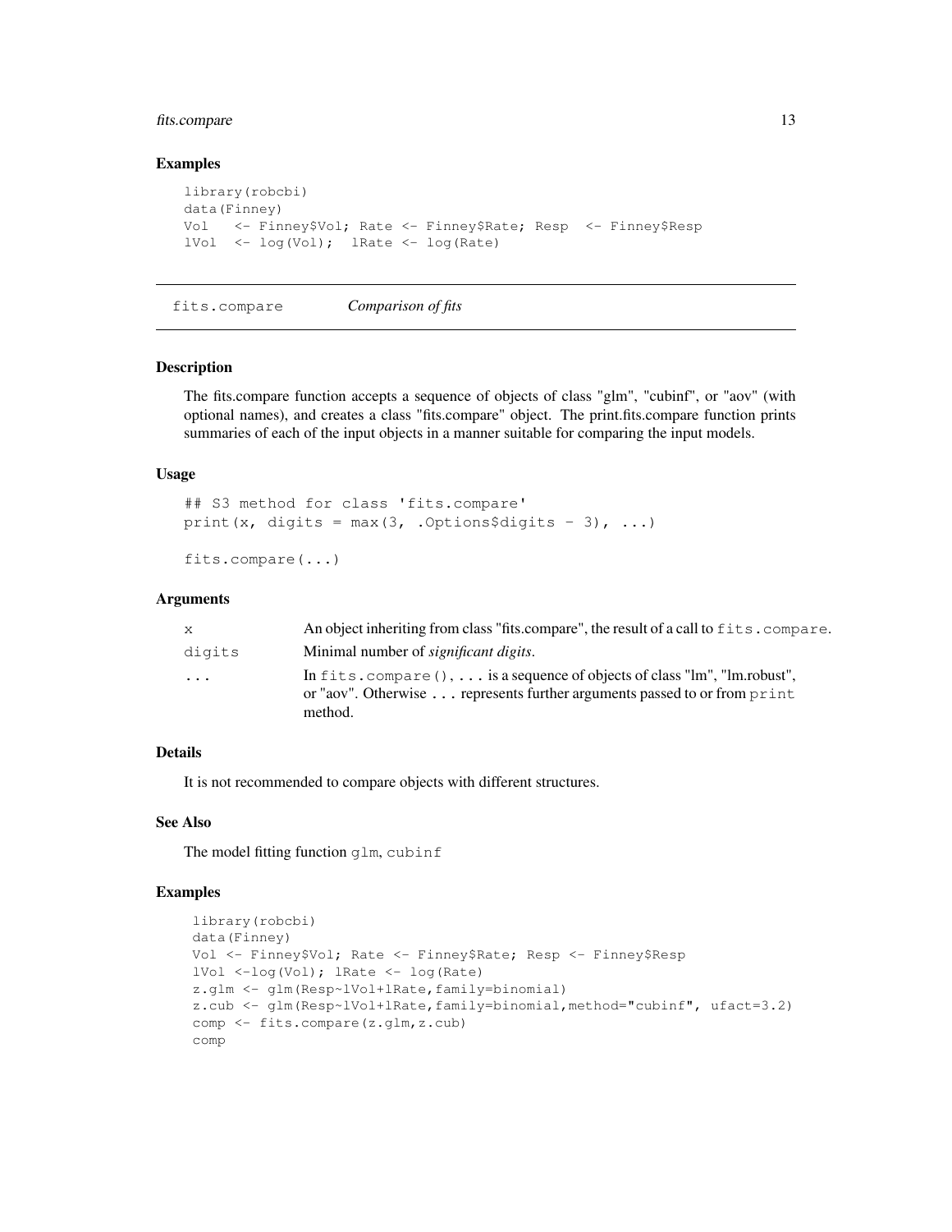### Examples

```
library(robcbi)
data(Finney)
Vol   <- Finney$Vol; Rate <- Finney$Rate; Resp  <- Finney$Resp
lVol  <- log(Vol);  lRate <- log(Rate)
```

---

## fits.compare    *Comparison of fits*

---

### Description

The fits.compare function accepts a sequence of objects of class "glm", "cubinf", or "aov" (with optional names), and creates a class "fits.compare" object. The print.fits.compare function prints summaries of each of the input objects in a manner suitable for comparing the input models.

### Usage

```
## S3 method for class 'fits.compare'
print(x, digits = max(3, .Options$digits - 3), ...)

fits.compare(...)
```

### Arguments

| | |
|---|---|
| `x` | An object inheriting from class "fits.compare", the result of a call to `fits.compare`. |
| `digits` | Minimal number of *significant digits*. |
| `...` | In `fits.compare()`, `...` is a sequence of objects of class "lm", "lm.robust", or "aov". Otherwise `...` represents further arguments passed to or from `print` method. |

### Details

It is not recommended to compare objects with different structures.

### See Also

The model fitting function `glm`, `cubinf`

### Examples

```
library(robcbi)
data(Finney)
Vol <- Finney$Vol; Rate <- Finney$Rate; Resp <- Finney$Resp
lVol <-log(Vol); lRate <- log(Rate)
z.glm <- glm(Resp~lVol+lRate,family=binomial)
z.cub <- glm(Resp~lVol+lRate,family=binomial,method="cubinf", ufact=3.2)
comp <- fits.compare(z.glm,z.cub)
comp
```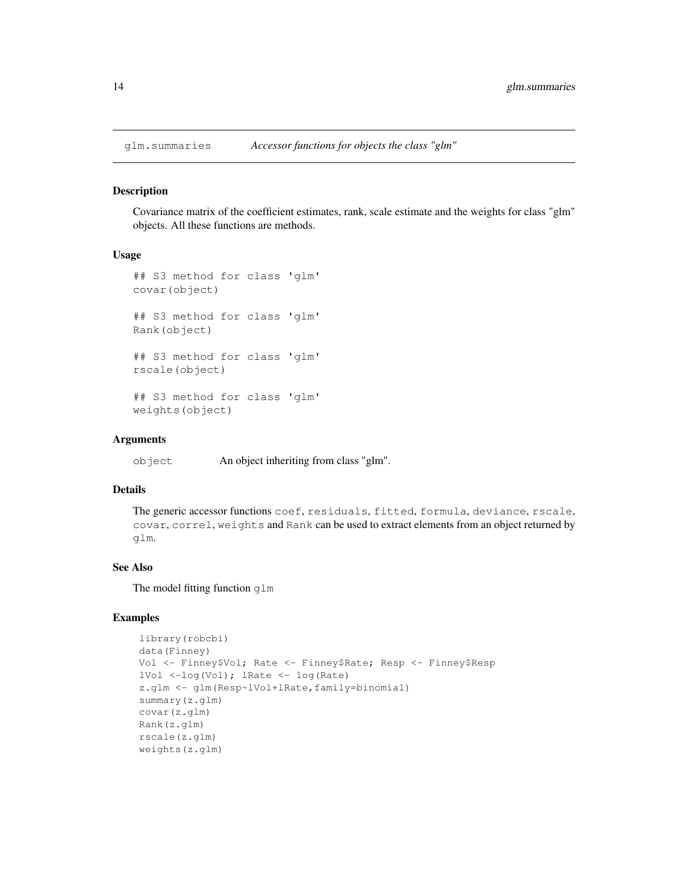# glm.summaries — *Accessor functions for objects the class "glm"*

## Description

Covariance matrix of the coefficient estimates, rank, scale estimate and the weights for class "glm" objects. All these functions are methods.

## Usage

```
## S3 method for class 'glm'
covar(object)

## S3 method for class 'glm'
Rank(object)

## S3 method for class 'glm'
rscale(object)

## S3 method for class 'glm'
weights(object)
```

## Arguments

`object` An object inheriting from class "glm".

## Details

The generic accessor functions `coef`, `residuals`, `fitted`, `formula`, `deviance`, `rscale`, `covar`, `correl`, `weights` and `Rank` can be used to extract elements from an object returned by `glm`.

## See Also

The model fitting function `glm`

## Examples

```
library(robcbi)
data(Finney)
Vol <- Finney$Vol; Rate <- Finney$Rate; Resp <- Finney$Resp
lVol <-log(Vol); lRate <- log(Rate)
z.glm <- glm(Resp~lVol+lRate,family=binomial)
summary(z.glm)
covar(z.glm)
Rank(z.glm)
rscale(z.glm)
weights(z.glm)
```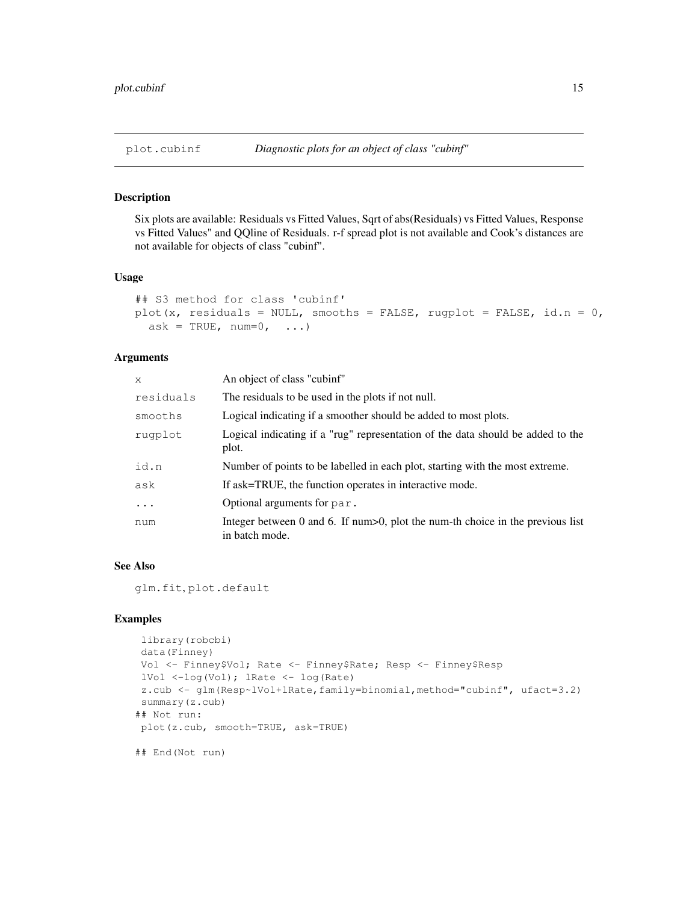## plot.cubinf — *Diagnostic plots for an object of class "cubinf"*

### Description

Six plots are available: Residuals vs Fitted Values, Sqrt of abs(Residuals) vs Fitted Values, Response vs Fitted Values" and QQline of Residuals. r-f spread plot is not available and Cook's distances are not available for objects of class "cubinf".

### Usage

```
## S3 method for class 'cubinf'
plot(x, residuals = NULL, smooths = FALSE, rugplot = FALSE, id.n = 0,
  ask = TRUE, num=0,  ...)
```

### Arguments

| | |
|---|---|
| `x` | An object of class "cubinf" |
| `residuals` | The residuals to be used in the plots if not null. |
| `smooths` | Logical indicating if a smoother should be added to most plots. |
| `rugplot` | Logical indicating if a "rug" representation of the data should be added to the plot. |
| `id.n` | Number of points to be labelled in each plot, starting with the most extreme. |
| `ask` | If ask=TRUE, the function operates in interactive mode. |
| `...` | Optional arguments for `par`. |
| `num` | Integer between 0 and 6. If num>0, plot the num-th choice in the previous list in batch mode. |

### See Also

`glm.fit`, `plot.default`

### Examples

```
 library(robcbi)
 data(Finney)
 Vol <- Finney$Vol; Rate <- Finney$Rate; Resp <- Finney$Resp
 lVol <-log(Vol); lRate <- log(Rate)
 z.cub <- glm(Resp~lVol+lRate,family=binomial,method="cubinf", ufact=3.2)
 summary(z.cub)
## Not run:
 plot(z.cub, smooth=TRUE, ask=TRUE)

## End(Not run)
```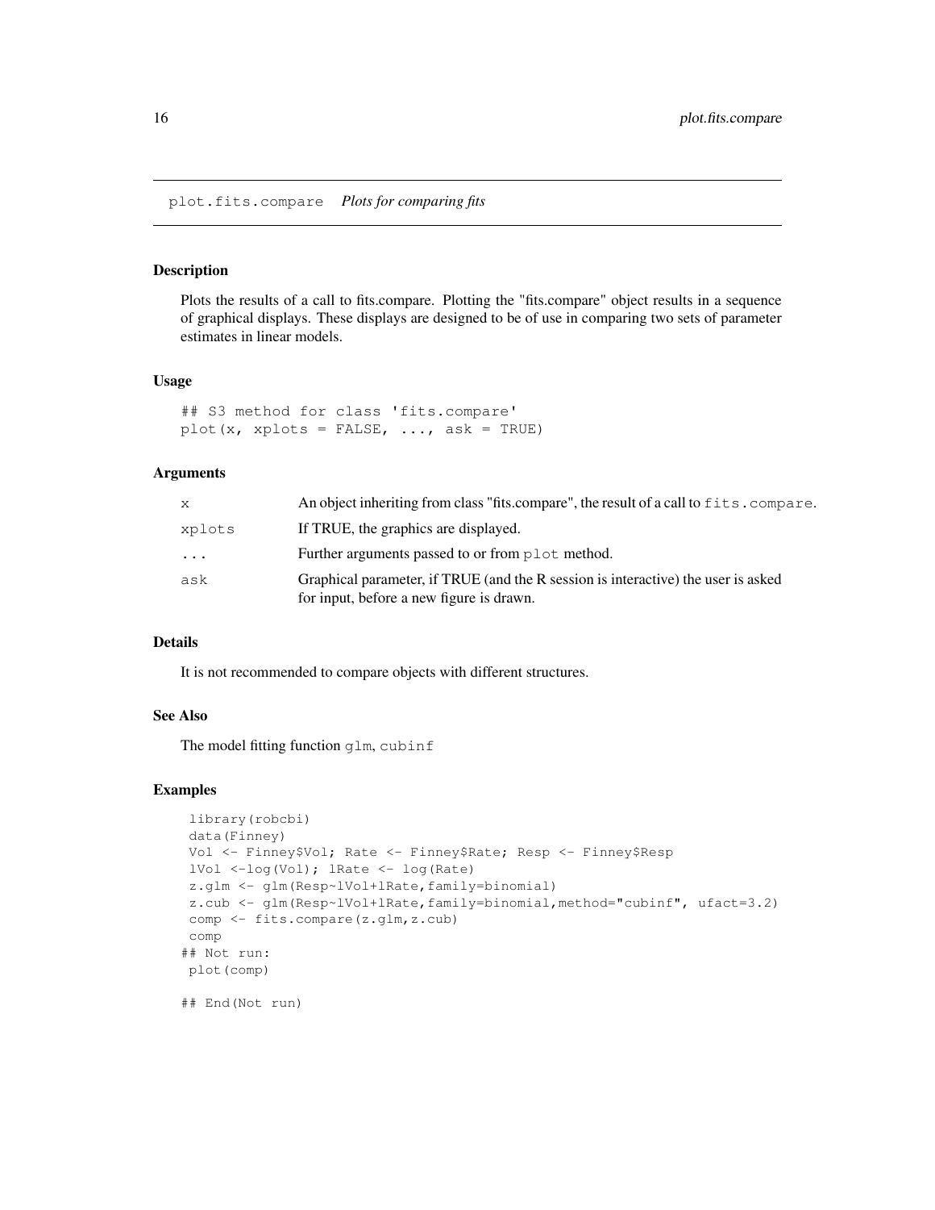plot.fits.compare *Plots for comparing fits*

## Description

Plots the results of a call to fits.compare. Plotting the "fits.compare" object results in a sequence of graphical displays. These displays are designed to be of use in comparing two sets of parameter estimates in linear models.

## Usage

```
## S3 method for class 'fits.compare'
plot(x, xplots = FALSE, ..., ask = TRUE)
```

## Arguments

| | |
|---|---|
| `x` | An object inheriting from class "fits.compare", the result of a call to `fits.compare`. |
| `xplots` | If TRUE, the graphics are displayed. |
| `...` | Further arguments passed to or from `plot` method. |
| `ask` | Graphical parameter, if TRUE (and the R session is interactive) the user is asked for input, before a new figure is drawn. |

## Details

It is not recommended to compare objects with different structures.

## See Also

The model fitting function `glm`, `cubinf`

## Examples

```
 library(robcbi)
 data(Finney)
 Vol <- Finney$Vol; Rate <- Finney$Rate; Resp <- Finney$Resp
 lVol <-log(Vol); lRate <- log(Rate)
 z.glm <- glm(Resp~lVol+lRate,family=binomial)
 z.cub <- glm(Resp~lVol+lRate,family=binomial,method="cubinf", ufact=3.2)
 comp <- fits.compare(z.glm,z.cub)
 comp
## Not run:
 plot(comp)

## End(Not run)
```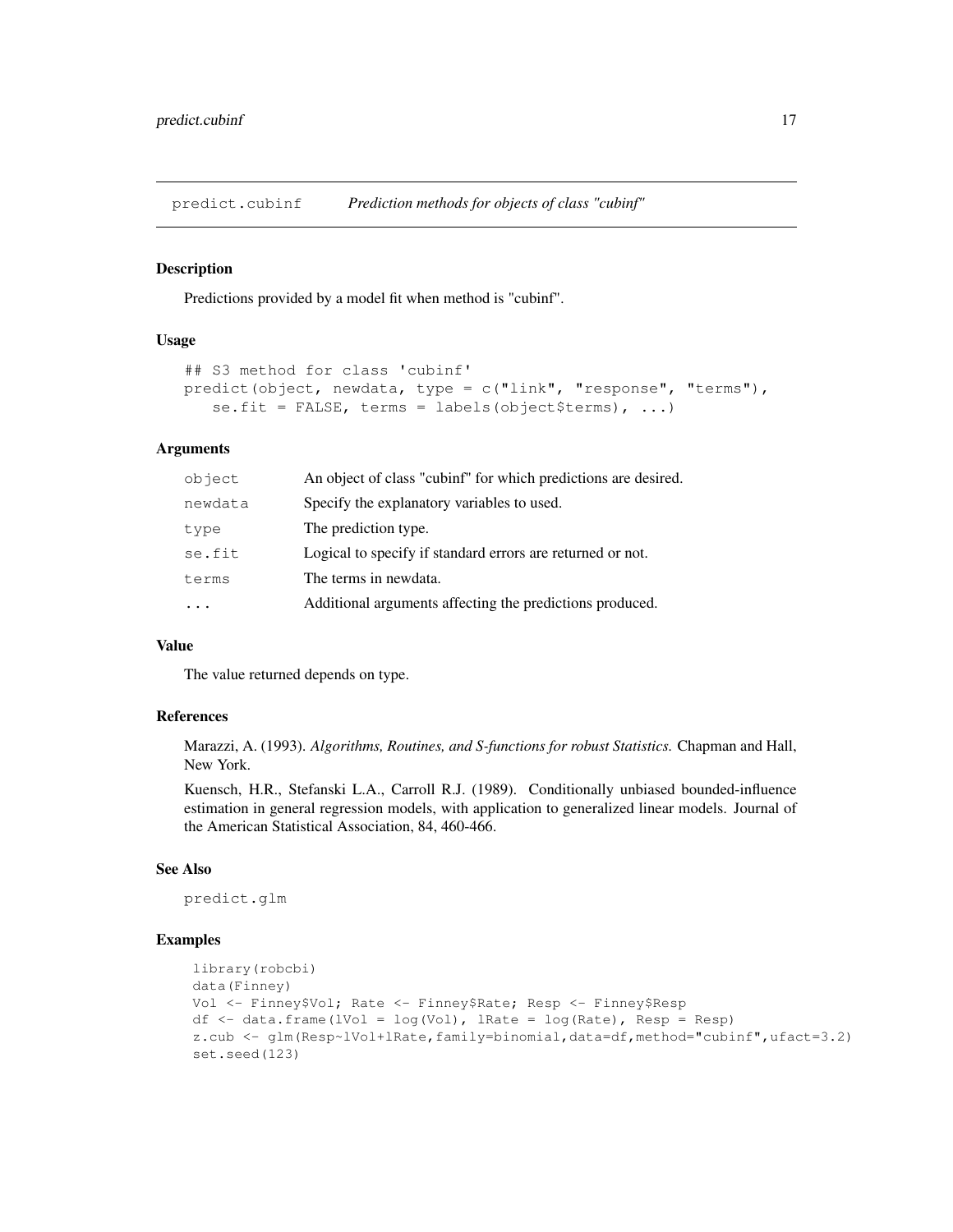## predict.cubinf *Prediction methods for objects of class "cubinf"*

### Description

Predictions provided by a model fit when method is "cubinf".

### Usage

```
## S3 method for class 'cubinf'
predict(object, newdata, type = c("link", "response", "terms"),
   se.fit = FALSE, terms = labels(object$terms), ...)
```

### Arguments

| | |
|---|---|
| `object` | An object of class "cubinf" for which predictions are desired. |
| `newdata` | Specify the explanatory variables to used. |
| `type` | The prediction type. |
| `se.fit` | Logical to specify if standard errors are returned or not. |
| `terms` | The terms in newdata. |
| `...` | Additional arguments affecting the predictions produced. |

### Value

The value returned depends on type.

### References

Marazzi, A. (1993). *Algorithms, Routines, and S-functions for robust Statistics*. Chapman and Hall, New York.

Kuensch, H.R., Stefanski L.A., Carroll R.J. (1989). Conditionally unbiased bounded-influence estimation in general regression models, with application to generalized linear models. Journal of the American Statistical Association, 84, 460-466.

### See Also

`predict.glm`

### Examples

```
library(robcbi)
data(Finney)
Vol <- Finney$Vol; Rate <- Finney$Rate; Resp <- Finney$Resp
df <- data.frame(lVol = log(Vol), lRate = log(Rate), Resp = Resp)
z.cub <- glm(Resp~lVol+lRate,family=binomial,data=df,method="cubinf",ufact=3.2)
set.seed(123)
```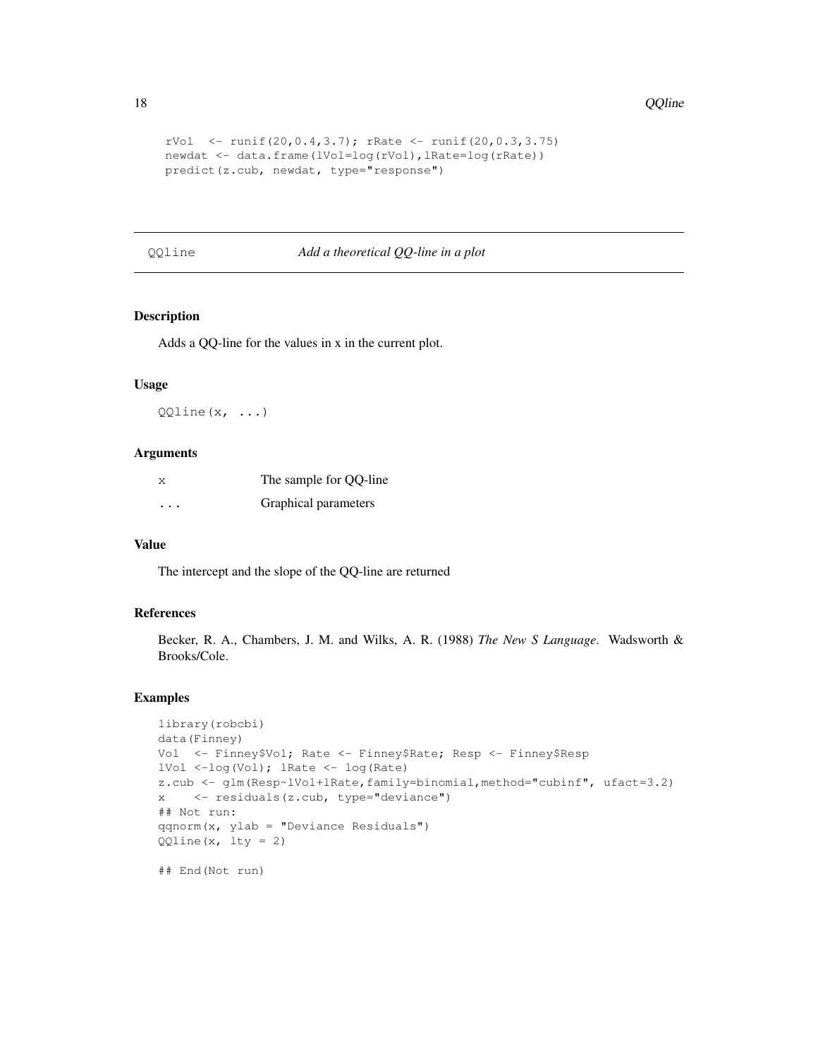```
rVol  <- runif(20,0.4,3.7); rRate <- runif(20,0.3,3.75)
newdat <- data.frame(lVol=log(rVol),lRate=log(rRate))
predict(z.cub, newdat, type="response")
```

---

QQline    *Add a theoretical QQ-line in a plot*

---

## Description

Adds a QQ-line for the values in x in the current plot.

## Usage

```
QQline(x, ...)
```

## Arguments

| | |
|---|---|
| x | The sample for QQ-line |
| ... | Graphical parameters |

## Value

The intercept and the slope of the QQ-line are returned

## References

Becker, R. A., Chambers, J. M. and Wilks, A. R. (1988) *The New S Language*. Wadsworth & Brooks/Cole.

## Examples

```
library(robcbi)
data(Finney)
Vol  <- Finney$Vol; Rate <- Finney$Rate; Resp <- Finney$Resp
lVol <-log(Vol); lRate <- log(Rate)
z.cub <- glm(Resp~lVol+lRate,family=binomial,method="cubinf", ufact=3.2)
x    <- residuals(z.cub, type="deviance")
## Not run:
qqnorm(x, ylab = "Deviance Residuals")
QQline(x, lty = 2)

## End(Not run)
```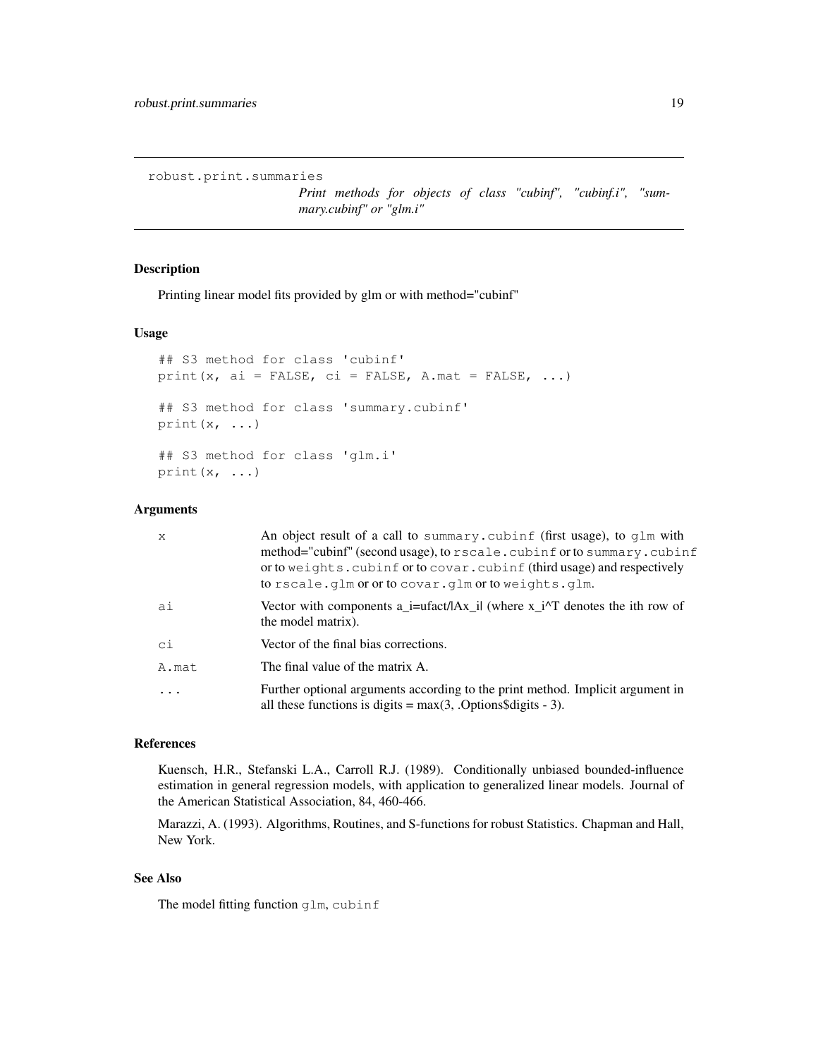`robust.print.summaries` *Print methods for objects of class "cubinf", "cubinf.i", "summary.cubinf" or "glm.i"*

## Description

Printing linear model fits provided by glm or with method="cubinf"

## Usage

```
## S3 method for class 'cubinf'
print(x, ai = FALSE, ci = FALSE, A.mat = FALSE, ...)

## S3 method for class 'summary.cubinf'
print(x, ...)

## S3 method for class 'glm.i'
print(x, ...)
```

## Arguments

| | |
|---|---|
| `x` | An object result of a call to `summary.cubinf` (first usage), to `glm` with method="cubinf" (second usage), to `rscale.cubinf` or to `summary.cubinf` or to `weights.cubinf` or to `covar.cubinf` (third usage) and respectively to `rscale.glm` or or to `covar.glm` or to `weights.glm`. |
| `ai` | Vector with components a_i=ufact/\|Ax_i\| (where x_i^T denotes the ith row of the model matrix). |
| `ci` | Vector of the final bias corrections. |
| `A.mat` | The final value of the matrix A. |
| `...` | Further optional arguments according to the print method. Implicit argument in all these functions is digits = max(3, .Options$digits - 3). |

## References

Kuensch, H.R., Stefanski L.A., Carroll R.J. (1989). Conditionally unbiased bounded-influence estimation in general regression models, with application to generalized linear models. Journal of the American Statistical Association, 84, 460-466.

Marazzi, A. (1993). Algorithms, Routines, and S-functions for robust Statistics. Chapman and Hall, New York.

## See Also

The model fitting function `glm`, `cubinf`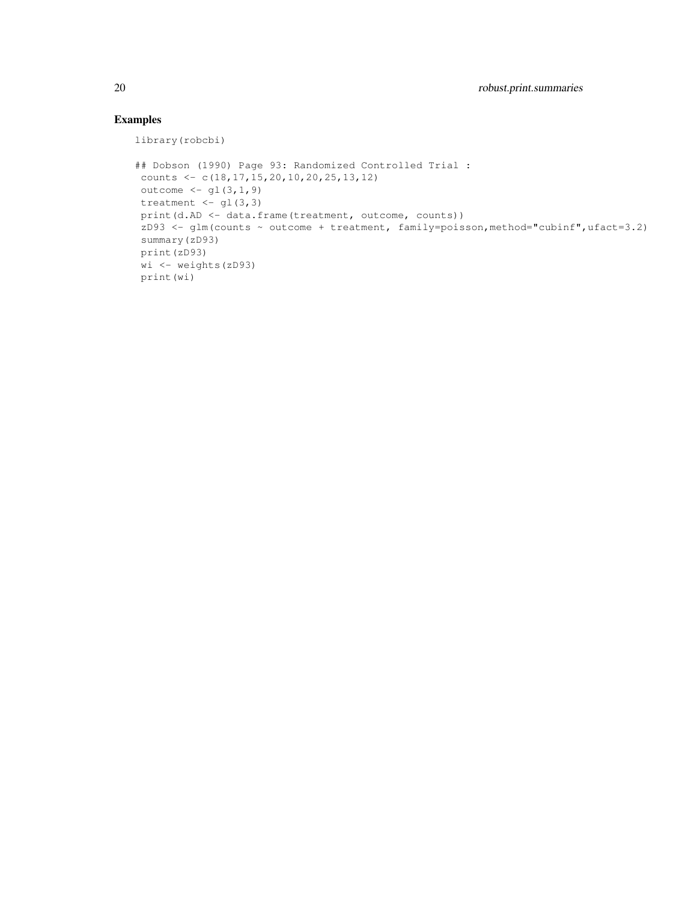### Examples

```
library(robcbi)

## Dobson (1990) Page 93: Randomized Controlled Trial :
 counts <- c(18,17,15,20,10,20,25,13,12)
 outcome <- gl(3,1,9)
 treatment <- gl(3,3)
 print(d.AD <- data.frame(treatment, outcome, counts))
 zD93 <- glm(counts ~ outcome + treatment, family=poisson,method="cubinf",ufact=3.2)
 summary(zD93)
 print(zD93)
 wi <- weights(zD93)
 print(wi)
```